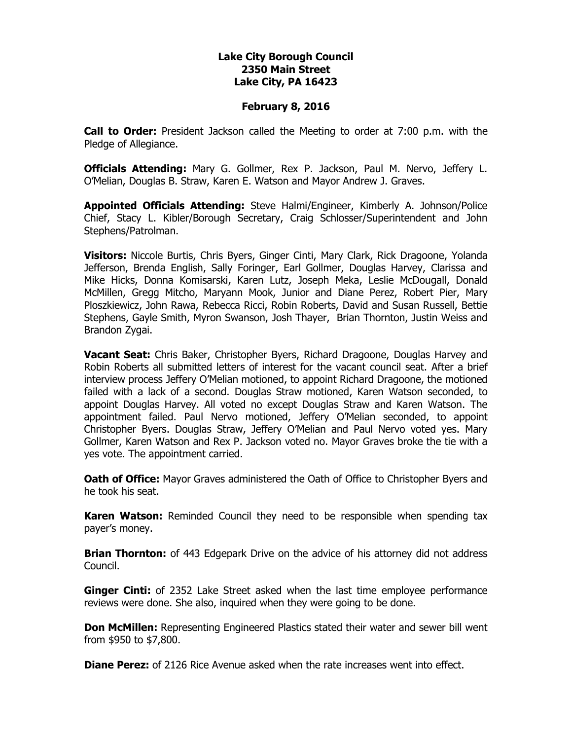**Lake City Borough Council**
**2350 Main Street**
**Lake City, PA 16423**

**February 8, 2016**

**Call to Order:** President Jackson called the Meeting to order at 7:00 p.m. with the Pledge of Allegiance.

**Officials Attending:** Mary G. Gollmer, Rex P. Jackson, Paul M. Nervo, Jeffery L. O'Melian, Douglas B. Straw, Karen E. Watson and Mayor Andrew J. Graves.

**Appointed Officials Attending:** Steve Halmi/Engineer, Kimberly A. Johnson/Police Chief, Stacy L. Kibler/Borough Secretary, Craig Schlosser/Superintendent and John Stephens/Patrolman.

**Visitors:** Niccole Burtis, Chris Byers, Ginger Cinti, Mary Clark, Rick Dragoone, Yolanda Jefferson, Brenda English, Sally Foringer, Earl Gollmer, Douglas Harvey, Clarissa and Mike Hicks, Donna Komisarski, Karen Lutz, Joseph Meka, Leslie McDougall, Donald McMillen, Gregg Mitcho, Maryann Mook, Junior and Diane Perez, Robert Pier, Mary Ploszkiewicz, John Rawa, Rebecca Ricci, Robin Roberts, David and Susan Russell, Bettie Stephens, Gayle Smith, Myron Swanson, Josh Thayer, Brian Thornton, Justin Weiss and Brandon Zygai.

**Vacant Seat:** Chris Baker, Christopher Byers, Richard Dragoone, Douglas Harvey and Robin Roberts all submitted letters of interest for the vacant council seat. After a brief interview process Jeffery O'Melian motioned, to appoint Richard Dragoone, the motioned failed with a lack of a second. Douglas Straw motioned, Karen Watson seconded, to appoint Douglas Harvey. All voted no except Douglas Straw and Karen Watson. The appointment failed. Paul Nervo motioned, Jeffery O'Melian seconded, to appoint Christopher Byers. Douglas Straw, Jeffery O'Melian and Paul Nervo voted yes. Mary Gollmer, Karen Watson and Rex P. Jackson voted no. Mayor Graves broke the tie with a yes vote. The appointment carried.

**Oath of Office:** Mayor Graves administered the Oath of Office to Christopher Byers and he took his seat.

**Karen Watson:** Reminded Council they need to be responsible when spending tax payer's money.

**Brian Thornton:** of 443 Edgepark Drive on the advice of his attorney did not address Council.

**Ginger Cinti:** of 2352 Lake Street asked when the last time employee performance reviews were done. She also, inquired when they were going to be done.

**Don McMillen:** Representing Engineered Plastics stated their water and sewer bill went from $950 to $7,800.

**Diane Perez:** of 2126 Rice Avenue asked when the rate increases went into effect.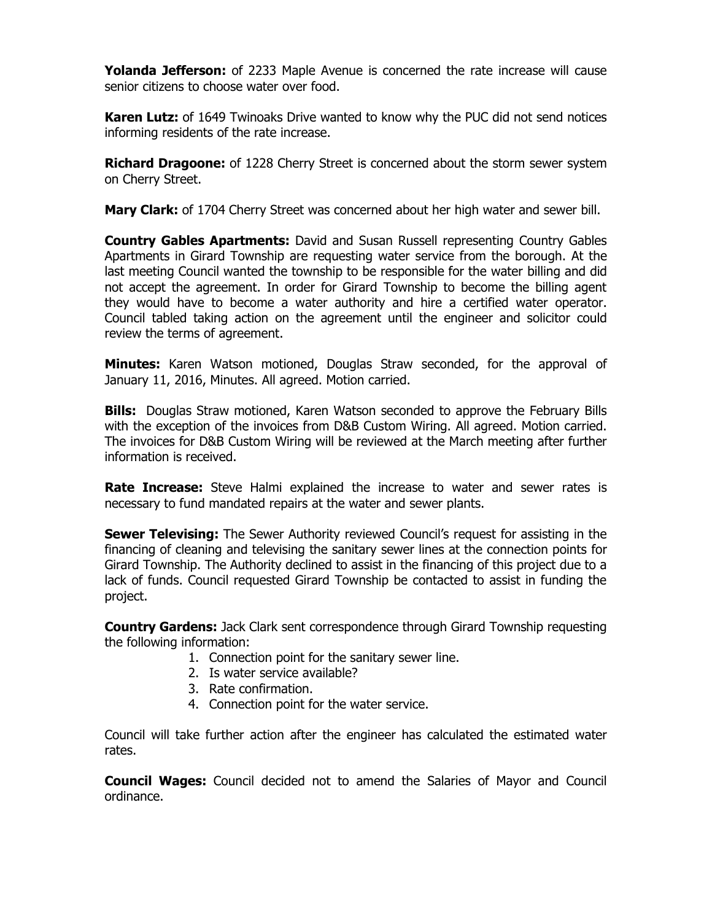**Yolanda Jefferson:** of 2233 Maple Avenue is concerned the rate increase will cause senior citizens to choose water over food.

**Karen Lutz:** of 1649 Twinoaks Drive wanted to know why the PUC did not send notices informing residents of the rate increase.

**Richard Dragoone:** of 1228 Cherry Street is concerned about the storm sewer system on Cherry Street.

**Mary Clark:** of 1704 Cherry Street was concerned about her high water and sewer bill.

**Country Gables Apartments:** David and Susan Russell representing Country Gables Apartments in Girard Township are requesting water service from the borough. At the last meeting Council wanted the township to be responsible for the water billing and did not accept the agreement. In order for Girard Township to become the billing agent they would have to become a water authority and hire a certified water operator. Council tabled taking action on the agreement until the engineer and solicitor could review the terms of agreement.

**Minutes:** Karen Watson motioned, Douglas Straw seconded, for the approval of January 11, 2016, Minutes. All agreed. Motion carried.

**Bills:** Douglas Straw motioned, Karen Watson seconded to approve the February Bills with the exception of the invoices from D&B Custom Wiring. All agreed. Motion carried. The invoices for D&B Custom Wiring will be reviewed at the March meeting after further information is received.

**Rate Increase:** Steve Halmi explained the increase to water and sewer rates is necessary to fund mandated repairs at the water and sewer plants.

**Sewer Televising:** The Sewer Authority reviewed Council's request for assisting in the financing of cleaning and televising the sanitary sewer lines at the connection points for Girard Township. The Authority declined to assist in the financing of this project due to a lack of funds. Council requested Girard Township be contacted to assist in funding the project.

**Country Gardens:** Jack Clark sent correspondence through Girard Township requesting the following information:

1. Connection point for the sanitary sewer line.
2. Is water service available?
3. Rate confirmation.
4. Connection point for the water service.

Council will take further action after the engineer has calculated the estimated water rates.

**Council Wages:** Council decided not to amend the Salaries of Mayor and Council ordinance.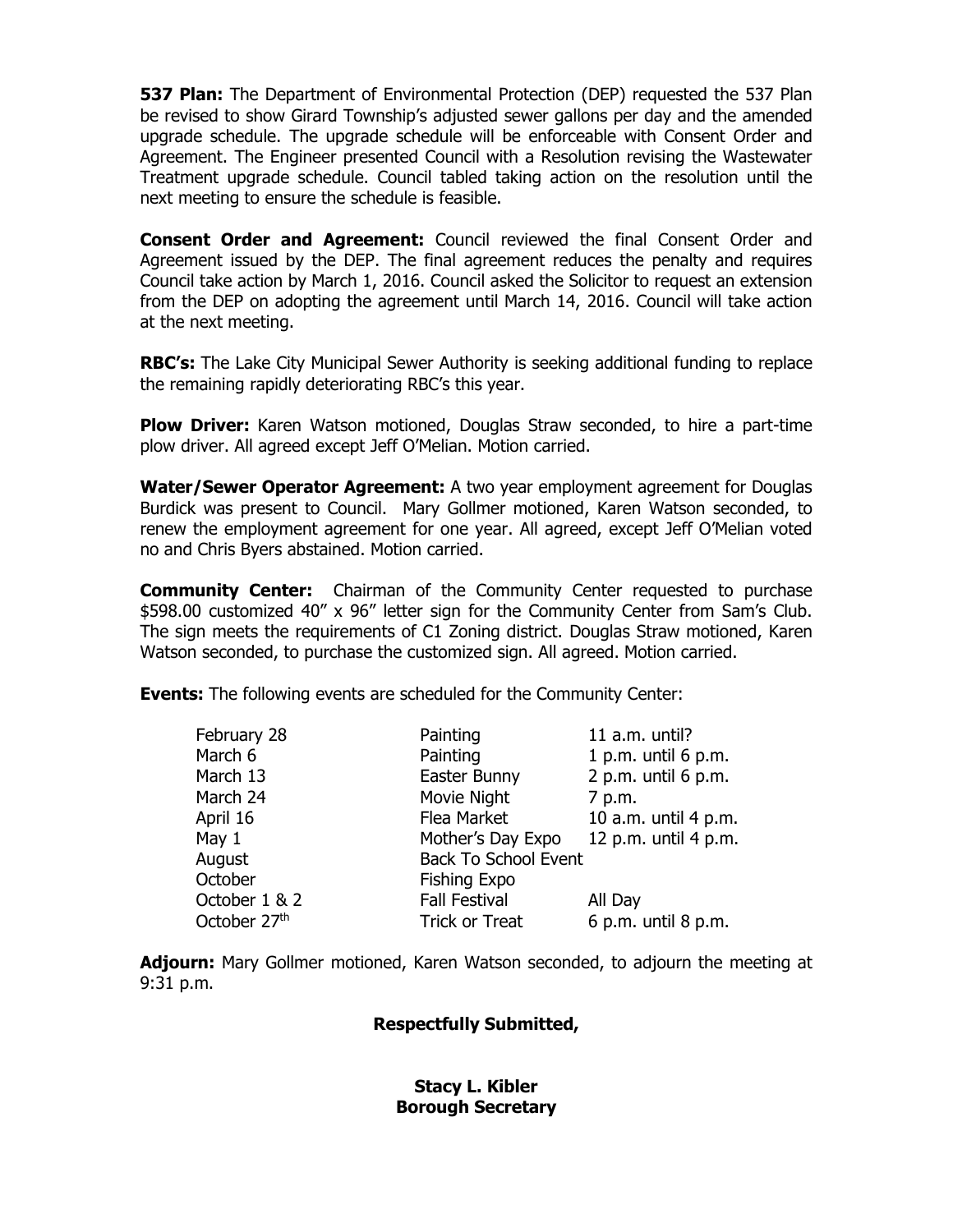**537 Plan:** The Department of Environmental Protection (DEP) requested the 537 Plan be revised to show Girard Township's adjusted sewer gallons per day and the amended upgrade schedule. The upgrade schedule will be enforceable with Consent Order and Agreement. The Engineer presented Council with a Resolution revising the Wastewater Treatment upgrade schedule. Council tabled taking action on the resolution until the next meeting to ensure the schedule is feasible.

**Consent Order and Agreement:** Council reviewed the final Consent Order and Agreement issued by the DEP. The final agreement reduces the penalty and requires Council take action by March 1, 2016. Council asked the Solicitor to request an extension from the DEP on adopting the agreement until March 14, 2016. Council will take action at the next meeting.

**RBC's:** The Lake City Municipal Sewer Authority is seeking additional funding to replace the remaining rapidly deteriorating RBC's this year.

**Plow Driver:** Karen Watson motioned, Douglas Straw seconded, to hire a part-time plow driver. All agreed except Jeff O'Melian. Motion carried.

**Water/Sewer Operator Agreement:** A two year employment agreement for Douglas Burdick was present to Council. Mary Gollmer motioned, Karen Watson seconded, to renew the employment agreement for one year. All agreed, except Jeff O'Melian voted no and Chris Byers abstained. Motion carried.

**Community Center:** Chairman of the Community Center requested to purchase $598.00 customized 40" x 96" letter sign for the Community Center from Sam's Club. The sign meets the requirements of C1 Zoning district. Douglas Straw motioned, Karen Watson seconded, to purchase the customized sign. All agreed. Motion carried.

**Events:** The following events are scheduled for the Community Center:

| | | |
|---|---|---|
| February 28 | Painting | 11 a.m. until? |
| March 6 | Painting | 1 p.m. until 6 p.m. |
| March 13 | Easter Bunny | 2 p.m. until 6 p.m. |
| March 24 | Movie Night | 7 p.m. |
| April 16 | Flea Market | 10 a.m. until 4 p.m. |
| May 1 | Mother's Day Expo | 12 p.m. until 4 p.m. |
| August | Back To School Event | |
| October | Fishing Expo | |
| October 1 & 2 | Fall Festival | All Day |
| October 27th | Trick or Treat | 6 p.m. until 8 p.m. |

**Adjourn:** Mary Gollmer motioned, Karen Watson seconded, to adjourn the meeting at 9:31 p.m.

**Respectfully Submitted,**

**Stacy L. Kibler**
**Borough Secretary**